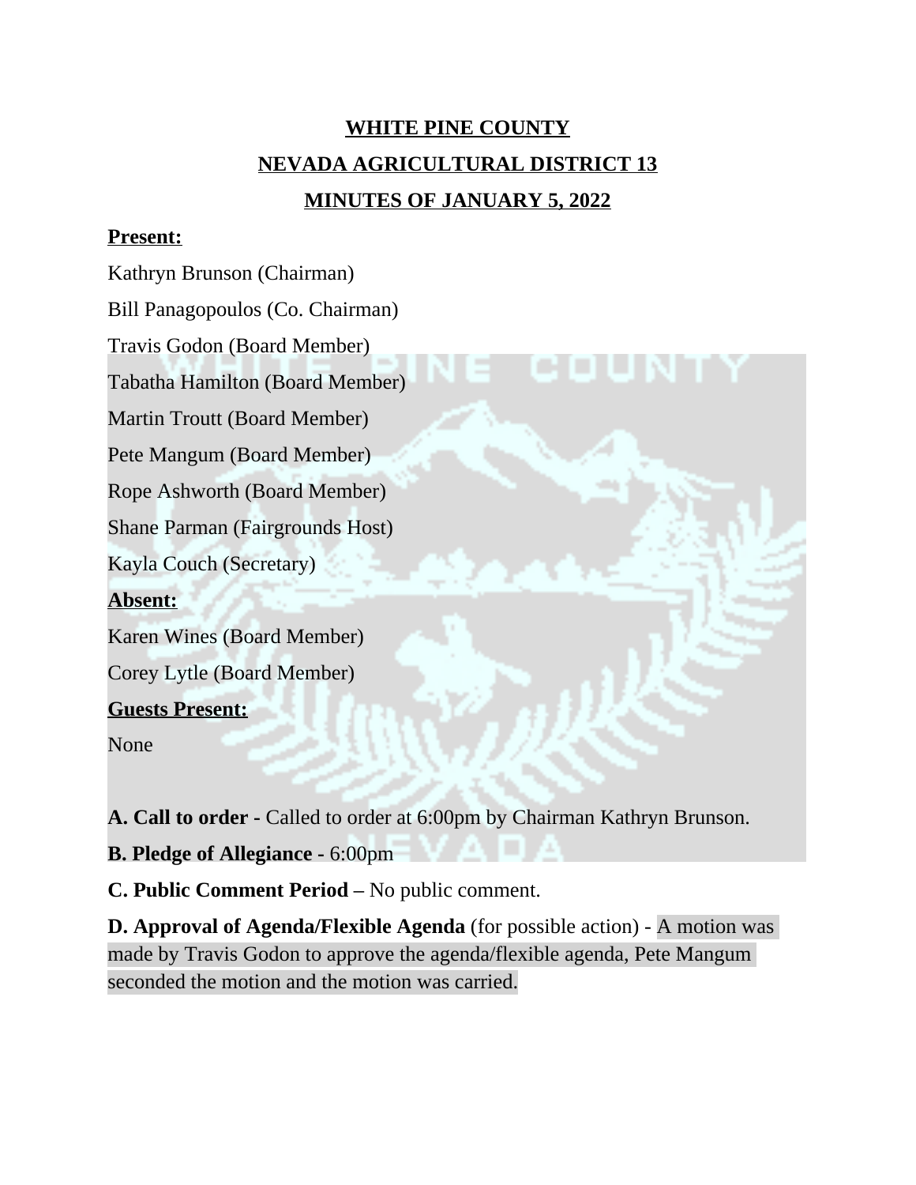# WHITE PINE COUNTY

## NEVADA AGRICULTURAL DISTRICT 13

## MINUTES OF JANUARY 5, 2022

**Present:**

Kathryn Brunson (Chairman)

Bill Panagopoulos (Co. Chairman)

Travis Godon (Board Member)

Tabatha Hamilton (Board Member)

Martin Troutt (Board Member)

Pete Mangum (Board Member)

Rope Ashworth (Board Member)

Shane Parman (Fairgrounds Host)

Kayla Couch (Secretary)

**Absent:**

Karen Wines (Board Member)

Corey Lytle (Board Member)

**Guests Present:**

None

**A. Call to order -** Called to order at 6:00pm by Chairman Kathryn Brunson.

**B. Pledge of Allegiance -** 6:00pm

**C. Public Comment Period –** No public comment.

**D. Approval of Agenda/Flexible Agenda** (for possible action) - A motion was made by Travis Godon to approve the agenda/flexible agenda, Pete Mangum seconded the motion and the motion was carried.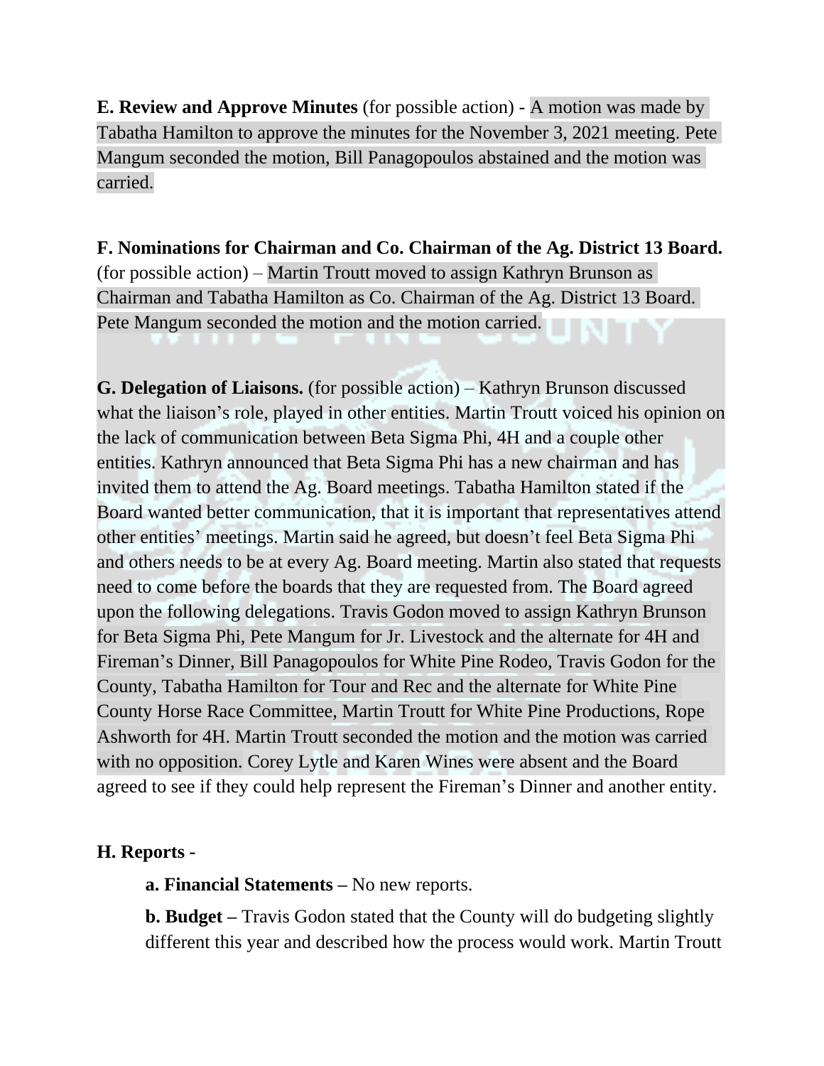**E. Review and Approve Minutes** (for possible action) - A motion was made by Tabatha Hamilton to approve the minutes for the November 3, 2021 meeting. Pete Mangum seconded the motion, Bill Panagopoulos abstained and the motion was carried.

**F. Nominations for Chairman and Co. Chairman of the Ag. District 13 Board.** (for possible action) – Martin Troutt moved to assign Kathryn Brunson as Chairman and Tabatha Hamilton as Co. Chairman of the Ag. District 13 Board. Pete Mangum seconded the motion and the motion carried.

**G. Delegation of Liaisons.** (for possible action) – Kathryn Brunson discussed what the liaison's role, played in other entities. Martin Troutt voiced his opinion on the lack of communication between Beta Sigma Phi, 4H and a couple other entities. Kathryn announced that Beta Sigma Phi has a new chairman and has invited them to attend the Ag. Board meetings. Tabatha Hamilton stated if the Board wanted better communication, that it is important that representatives attend other entities' meetings. Martin said he agreed, but doesn't feel Beta Sigma Phi and others needs to be at every Ag. Board meeting. Martin also stated that requests need to come before the boards that they are requested from. The Board agreed upon the following delegations. Travis Godon moved to assign Kathryn Brunson for Beta Sigma Phi, Pete Mangum for Jr. Livestock and the alternate for 4H and Fireman's Dinner, Bill Panagopoulos for White Pine Rodeo, Travis Godon for the County, Tabatha Hamilton for Tour and Rec and the alternate for White Pine County Horse Race Committee, Martin Troutt for White Pine Productions, Rope Ashworth for 4H. Martin Troutt seconded the motion and the motion was carried with no opposition. Corey Lytle and Karen Wines were absent and the Board agreed to see if they could help represent the Fireman's Dinner and another entity.

**H. Reports -**

**a. Financial Statements –** No new reports.

**b. Budget –** Travis Godon stated that the County will do budgeting slightly different this year and described how the process would work. Martin Troutt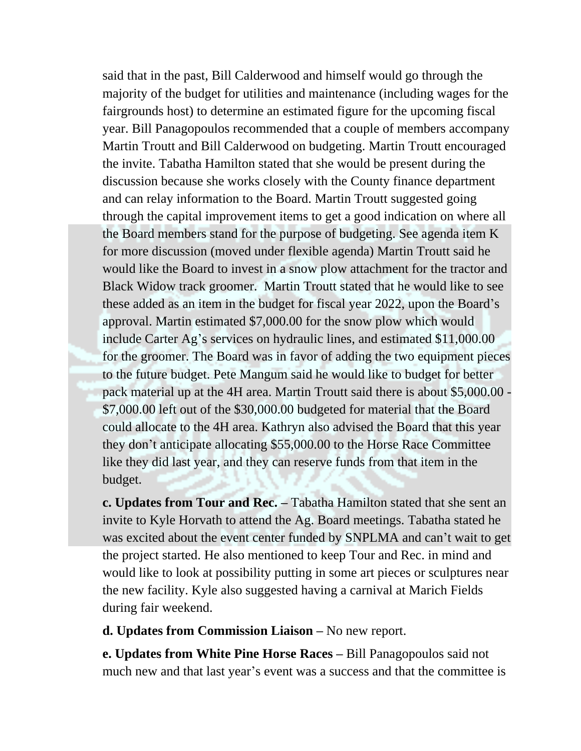said that in the past, Bill Calderwood and himself would go through the majority of the budget for utilities and maintenance (including wages for the fairgrounds host) to determine an estimated figure for the upcoming fiscal year. Bill Panagopoulos recommended that a couple of members accompany Martin Troutt and Bill Calderwood on budgeting. Martin Troutt encouraged the invite. Tabatha Hamilton stated that she would be present during the discussion because she works closely with the County finance department and can relay information to the Board. Martin Troutt suggested going through the capital improvement items to get a good indication on where all the Board members stand for the purpose of budgeting. See agenda item K for more discussion (moved under flexible agenda) Martin Troutt said he would like the Board to invest in a snow plow attachment for the tractor and Black Widow track groomer. Martin Troutt stated that he would like to see these added as an item in the budget for fiscal year 2022, upon the Board's approval. Martin estimated $7,000.00 for the snow plow which would include Carter Ag's services on hydraulic lines, and estimated $11,000.00 for the groomer. The Board was in favor of adding the two equipment pieces to the future budget. Pete Mangum said he would like to budget for better pack material up at the 4H area. Martin Troutt said there is about $5,000.00 - $7,000.00 left out of the $30,000.00 budgeted for material that the Board could allocate to the 4H area. Kathryn also advised the Board that this year they don't anticipate allocating $55,000.00 to the Horse Race Committee like they did last year, and they can reserve funds from that item in the budget.

**c. Updates from Tour and Rec. –** Tabatha Hamilton stated that she sent an invite to Kyle Horvath to attend the Ag. Board meetings. Tabatha stated he was excited about the event center funded by SNPLMA and can't wait to get the project started. He also mentioned to keep Tour and Rec. in mind and would like to look at possibility putting in some art pieces or sculptures near the new facility. Kyle also suggested having a carnival at Marich Fields during fair weekend.

**d. Updates from Commission Liaison –** No new report.

**e. Updates from White Pine Horse Races –** Bill Panagopoulos said not much new and that last year's event was a success and that the committee is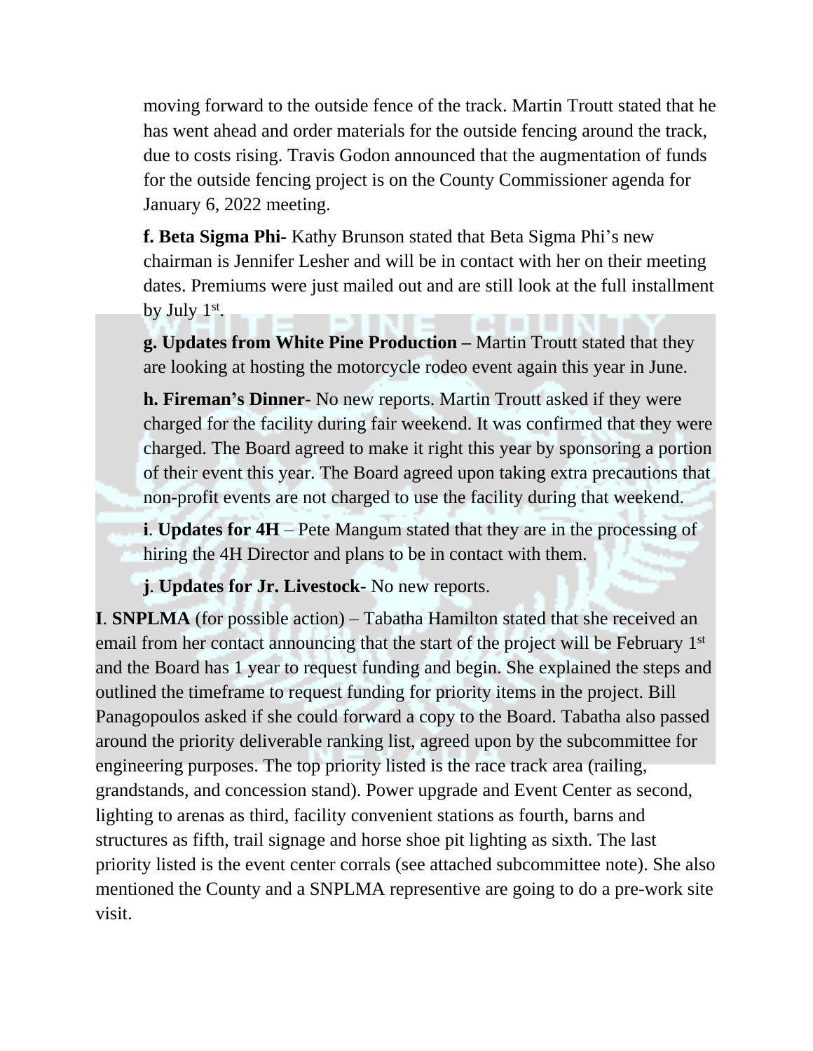moving forward to the outside fence of the track. Martin Troutt stated that he has went ahead and order materials for the outside fencing around the track, due to costs rising. Travis Godon announced that the augmentation of funds for the outside fencing project is on the County Commissioner agenda for January 6, 2022 meeting.

**f. Beta Sigma Phi-** Kathy Brunson stated that Beta Sigma Phi's new chairman is Jennifer Lesher and will be in contact with her on their meeting dates. Premiums were just mailed out and are still look at the full installment by July 1st.

**g. Updates from White Pine Production –** Martin Troutt stated that they are looking at hosting the motorcycle rodeo event again this year in June.

**h. Fireman's Dinner**- No new reports. Martin Troutt asked if they were charged for the facility during fair weekend. It was confirmed that they were charged. The Board agreed to make it right this year by sponsoring a portion of their event this year. The Board agreed upon taking extra precautions that non-profit events are not charged to use the facility during that weekend.

**i**. **Updates for 4H** – Pete Mangum stated that they are in the processing of hiring the 4H Director and plans to be in contact with them.

**j**. **Updates for Jr. Livestock**- No new reports.

**I**. **SNPLMA** (for possible action) – Tabatha Hamilton stated that she received an email from her contact announcing that the start of the project will be February 1st and the Board has 1 year to request funding and begin. She explained the steps and outlined the timeframe to request funding for priority items in the project. Bill Panagopoulos asked if she could forward a copy to the Board. Tabatha also passed around the priority deliverable ranking list, agreed upon by the subcommittee for engineering purposes. The top priority listed is the race track area (railing, grandstands, and concession stand). Power upgrade and Event Center as second, lighting to arenas as third, facility convenient stations as fourth, barns and structures as fifth, trail signage and horse shoe pit lighting as sixth. The last priority listed is the event center corrals (see attached subcommittee note). She also mentioned the County and a SNPLMA represenitive are going to do a pre-work site visit.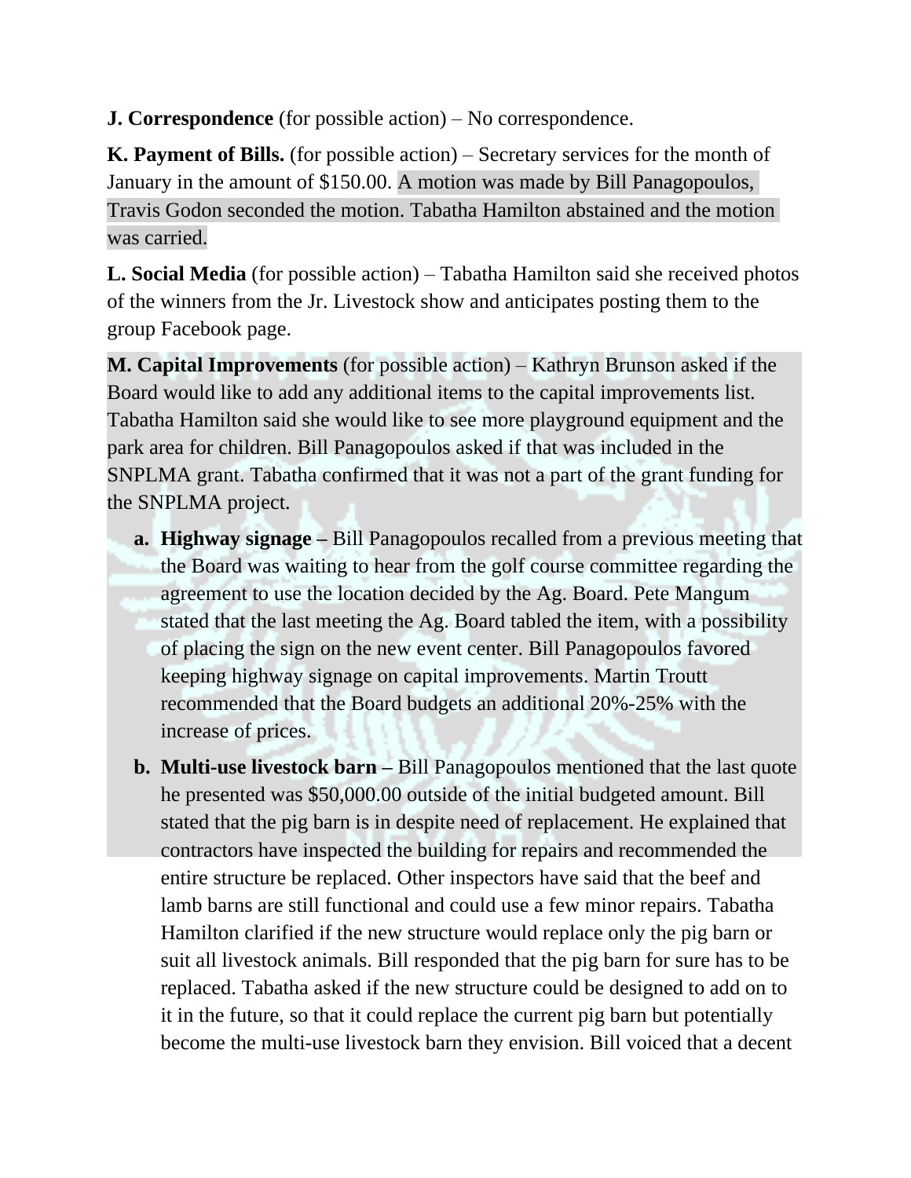**J. Correspondence** (for possible action) – No correspondence.

**K. Payment of Bills.** (for possible action) – Secretary services for the month of January in the amount of $150.00. A motion was made by Bill Panagopoulos, Travis Godon seconded the motion. Tabatha Hamilton abstained and the motion was carried.

**L. Social Media** (for possible action) – Tabatha Hamilton said she received photos of the winners from the Jr. Livestock show and anticipates posting them to the group Facebook page.

**M. Capital Improvements** (for possible action) – Kathryn Brunson asked if the Board would like to add any additional items to the capital improvements list. Tabatha Hamilton said she would like to see more playground equipment and the park area for children. Bill Panagopoulos asked if that was included in the SNPLMA grant. Tabatha confirmed that it was not a part of the grant funding for the SNPLMA project.

a. **Highway signage –** Bill Panagopoulos recalled from a previous meeting that the Board was waiting to hear from the golf course committee regarding the agreement to use the location decided by the Ag. Board. Pete Mangum stated that the last meeting the Ag. Board tabled the item, with a possibility of placing the sign on the new event center. Bill Panagopoulos favored keeping highway signage on capital improvements. Martin Troutt recommended that the Board budgets an additional 20%-25% with the increase of prices.

b. **Multi-use livestock barn –** Bill Panagopoulos mentioned that the last quote he presented was $50,000.00 outside of the initial budgeted amount. Bill stated that the pig barn is in despite need of replacement. He explained that contractors have inspected the building for repairs and recommended the entire structure be replaced. Other inspectors have said that the beef and lamb barns are still functional and could use a few minor repairs. Tabatha Hamilton clarified if the new structure would replace only the pig barn or suit all livestock animals. Bill responded that the pig barn for sure has to be replaced. Tabatha asked if the new structure could be designed to add on to it in the future, so that it could replace the current pig barn but potentially become the multi-use livestock barn they envision. Bill voiced that a decent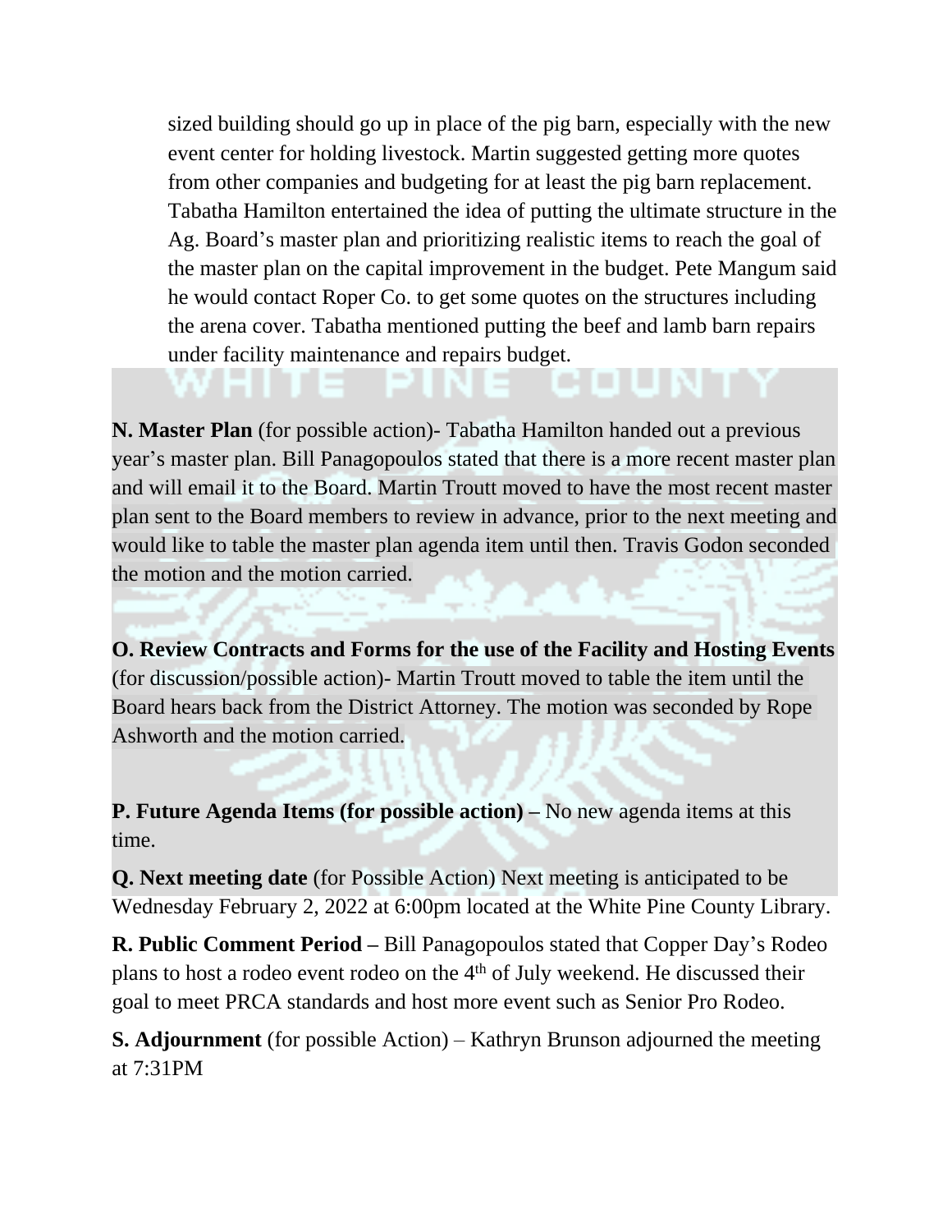sized building should go up in place of the pig barn, especially with the new event center for holding livestock. Martin suggested getting more quotes from other companies and budgeting for at least the pig barn replacement. Tabatha Hamilton entertained the idea of putting the ultimate structure in the Ag. Board's master plan and prioritizing realistic items to reach the goal of the master plan on the capital improvement in the budget. Pete Mangum said he would contact Roper Co. to get some quotes on the structures including the arena cover. Tabatha mentioned putting the beef and lamb barn repairs under facility maintenance and repairs budget.

**N. Master Plan** (for possible action)- Tabatha Hamilton handed out a previous year's master plan. Bill Panagopoulos stated that there is a more recent master plan and will email it to the Board. Martin Troutt moved to have the most recent master plan sent to the Board members to review in advance, prior to the next meeting and would like to table the master plan agenda item until then. Travis Godon seconded the motion and the motion carried.

**O. Review Contracts and Forms for the use of the Facility and Hosting Events** (for discussion/possible action)- Martin Troutt moved to table the item until the Board hears back from the District Attorney. The motion was seconded by Rope Ashworth and the motion carried.

**P. Future Agenda Items (for possible action) –** No new agenda items at this time.

**Q. Next meeting date** (for Possible Action) Next meeting is anticipated to be Wednesday February 2, 2022 at 6:00pm located at the White Pine County Library.

**R. Public Comment Period –** Bill Panagopoulos stated that Copper Day's Rodeo plans to host a rodeo event rodeo on the 4th of July weekend. He discussed their goal to meet PRCA standards and host more event such as Senior Pro Rodeo.

**S. Adjournment** (for possible Action) – Kathryn Brunson adjourned the meeting at 7:31PM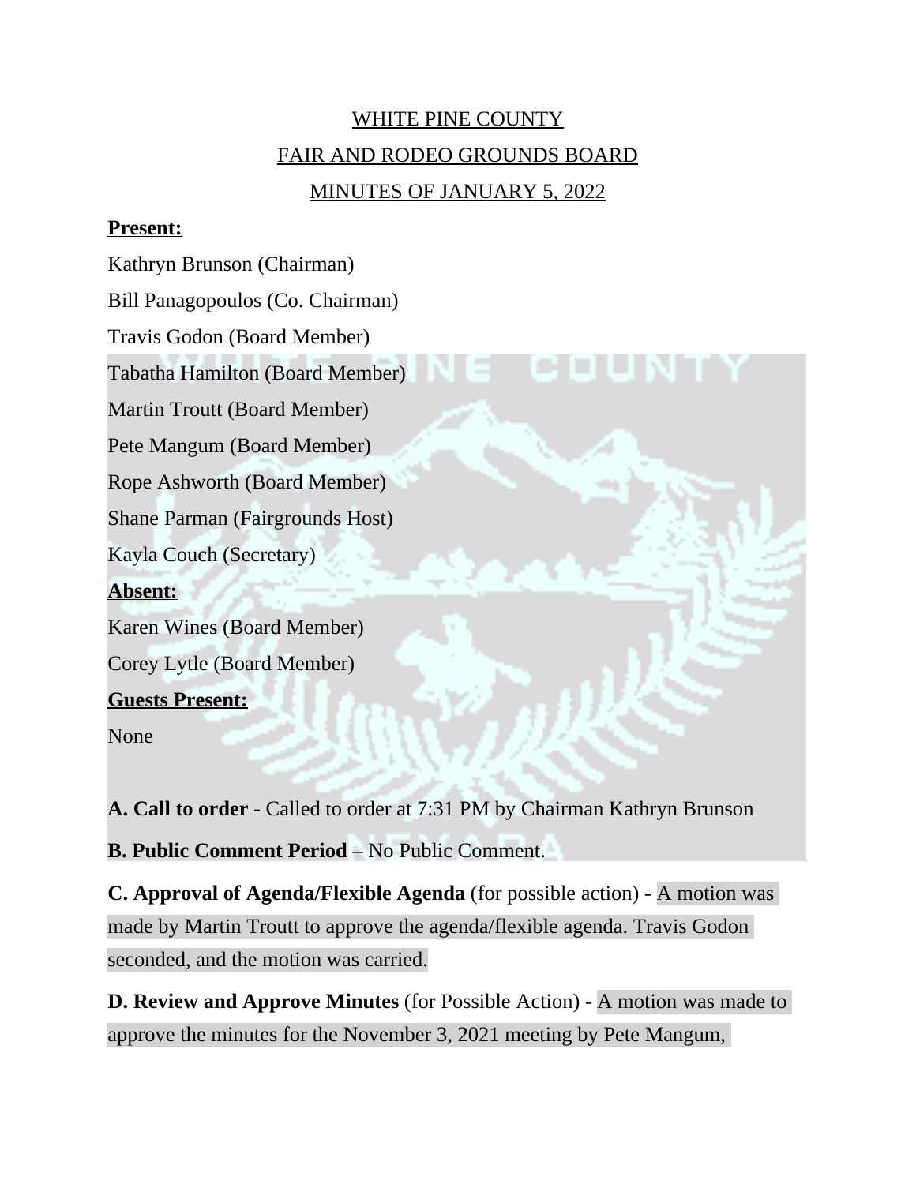WHITE PINE COUNTY

FAIR AND RODEO GROUNDS BOARD

MINUTES OF JANUARY 5, 2022

**Present:**

Kathryn Brunson (Chairman)

Bill Panagopoulos (Co. Chairman)

Travis Godon (Board Member)

Tabatha Hamilton (Board Member)

Martin Troutt (Board Member)

Pete Mangum (Board Member)

Rope Ashworth (Board Member)

Shane Parman (Fairgrounds Host)

Kayla Couch (Secretary)

**Absent:**

Karen Wines (Board Member)

Corey Lytle (Board Member)

**Guests Present:**

None

**A. Call to order -** Called to order at 7:31 PM by Chairman Kathryn Brunson

**B. Public Comment Period –** No Public Comment.

**C. Approval of Agenda/Flexible Agenda** (for possible action) - A motion was made by Martin Troutt to approve the agenda/flexible agenda. Travis Godon seconded, and the motion was carried.

**D. Review and Approve Minutes** (for Possible Action) - A motion was made to approve the minutes for the November 3, 2021 meeting by Pete Mangum,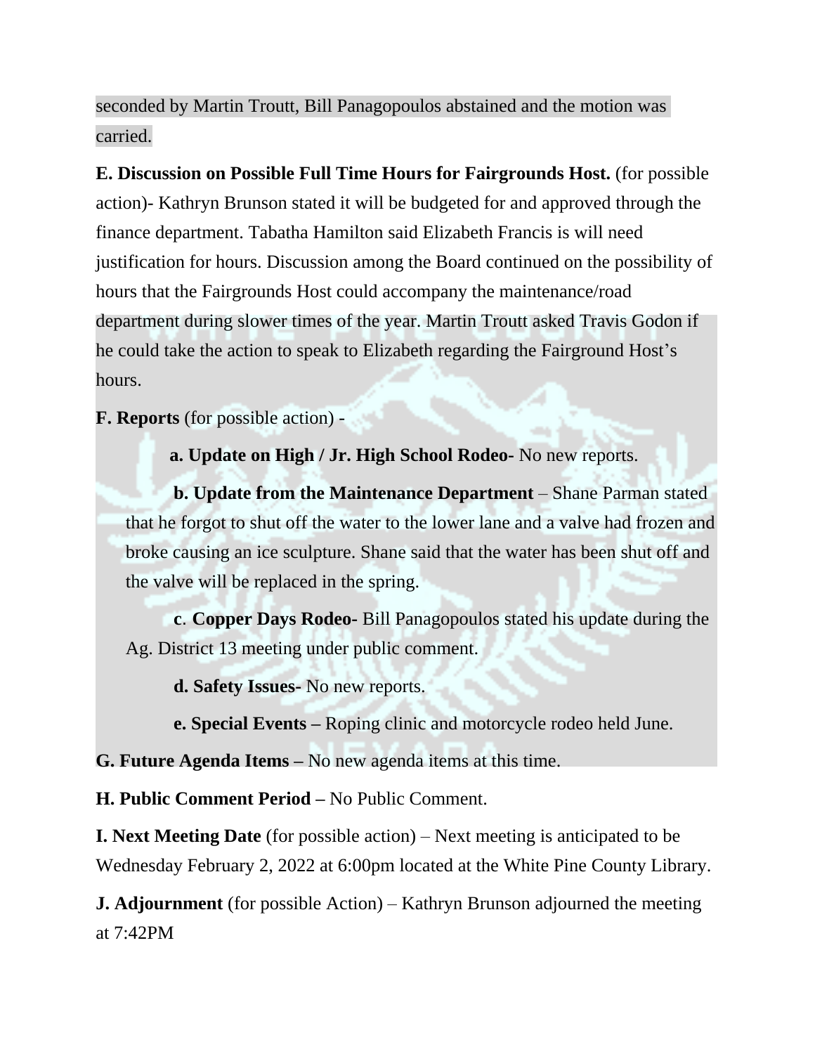seconded by Martin Troutt, Bill Panagopoulos abstained and the motion was carried.

**E. Discussion on Possible Full Time Hours for Fairgrounds Host.** (for possible action)- Kathryn Brunson stated it will be budgeted for and approved through the finance department. Tabatha Hamilton said Elizabeth Francis is will need justification for hours. Discussion among the Board continued on the possibility of hours that the Fairgrounds Host could accompany the maintenance/road department during slower times of the year. Martin Troutt asked Travis Godon if he could take the action to speak to Elizabeth regarding the Fairground Host's hours.

**F. Reports** (for possible action) -

**a. Update on High / Jr. High School Rodeo-** No new reports.

**b. Update from the Maintenance Department** – Shane Parman stated that he forgot to shut off the water to the lower lane and a valve had frozen and broke causing an ice sculpture. Shane said that the water has been shut off and the valve will be replaced in the spring.

**c. Copper Days Rodeo-** Bill Panagopoulos stated his update during the Ag. District 13 meeting under public comment.

**d. Safety Issues-** No new reports.

**e. Special Events –** Roping clinic and motorcycle rodeo held June.

**G. Future Agenda Items –** No new agenda items at this time.

**H. Public Comment Period –** No Public Comment.

**I. Next Meeting Date** (for possible action) – Next meeting is anticipated to be Wednesday February 2, 2022 at 6:00pm located at the White Pine County Library.

**J. Adjournment** (for possible Action) – Kathryn Brunson adjourned the meeting at 7:42PM